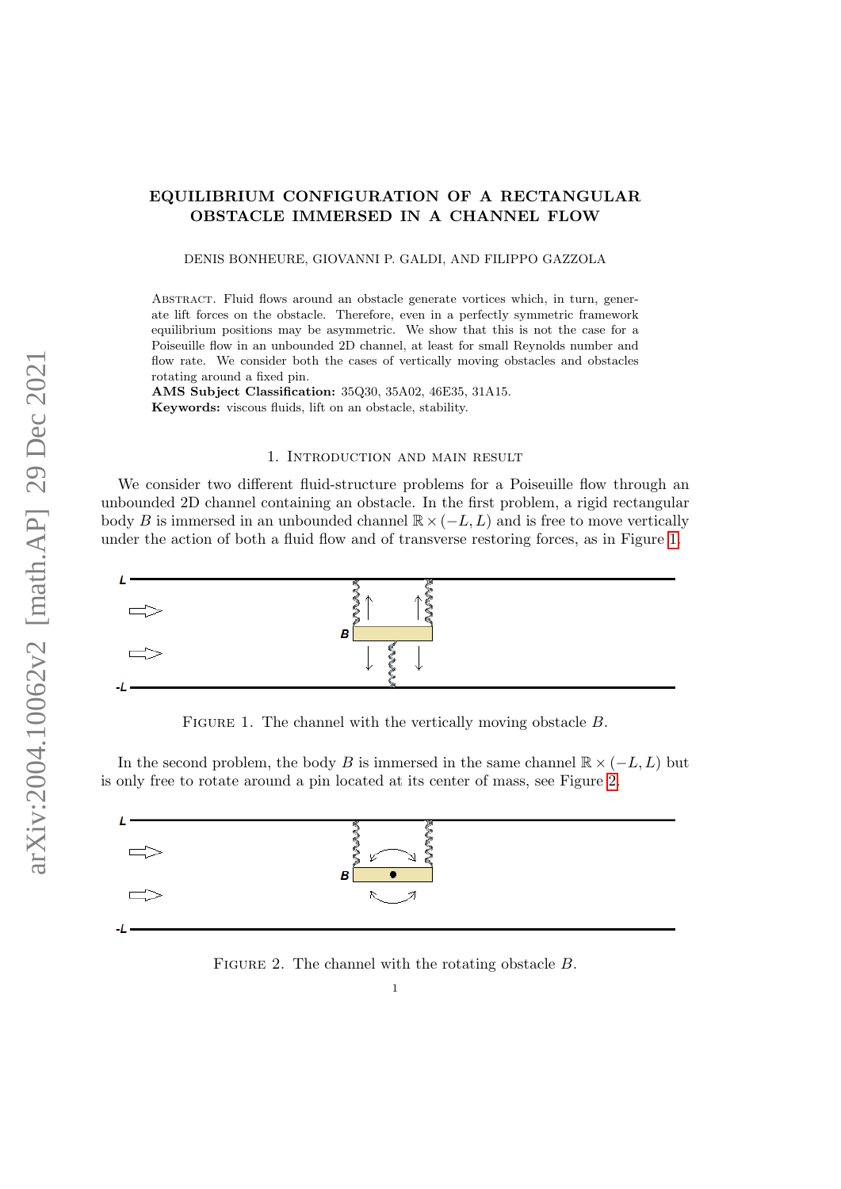# EQUILIBRIUM CONFIGURATION OF A RECTANGULAR OBSTACLE IMMERSED IN A CHANNEL FLOW

DENIS BONHEURE, GIOVANNI P. GALDI, AND FILIPPO GAZZOLA

Abstract. Fluid flows around an obstacle generate vortices which, in turn, generate lift forces on the obstacle. Therefore, even in a perfectly symmetric framework equilibrium positions may be asymmetric. We show that this is not the case for a Poiseuille flow in an unbounded 2D channel, at least for small Reynolds number and flow rate. We consider both the cases of vertically moving obstacles and obstacles rotating around a fixed pin.

**AMS Subject Classification:** 35Q30, 35A02, 46E35, 31A15.

**Keywords:** viscous fluids, lift on an obstacle, stability.

## 1. Introduction and main result

We consider two different fluid-structure problems for a Poiseuille flow through an unbounded 2D channel containing an obstacle. In the first problem, a rigid rectangular body $B$ is immersed in an unbounded channel $\mathbb{R}\times(-L,L)$ and is free to move vertically under the action of both a fluid flow and of transverse restoring forces, as in Figure 1.

Figure 1. The channel with the vertically moving obstacle $B$.

In the second problem, the body $B$ is immersed in the same channel $\mathbb{R}\times(-L,L)$ but is only free to rotate around a pin located at its center of mass, see Figure 2.

Figure 2. The channel with the rotating obstacle $B$.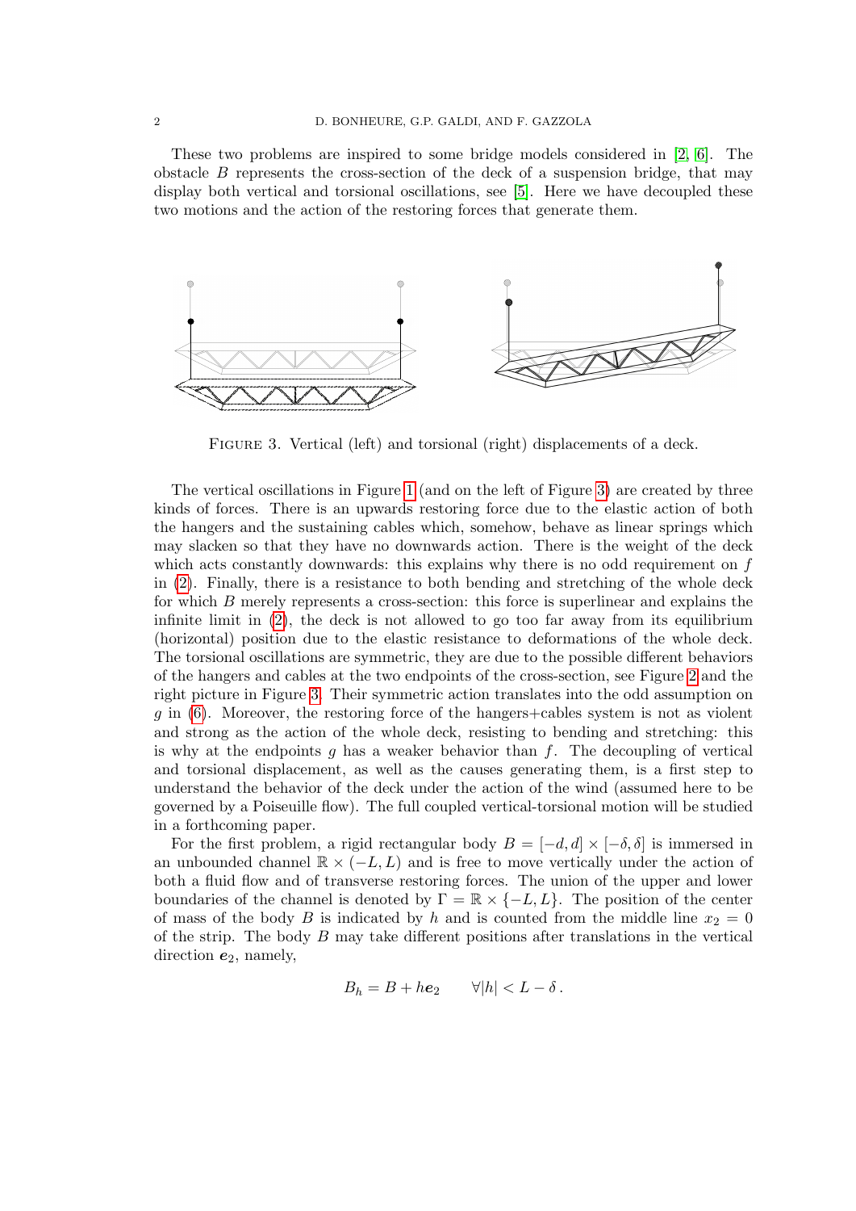These two problems are inspired to some bridge models considered in [2, 6]. The obstacle $B$ represents the cross-section of the deck of a suspension bridge, that may display both vertical and torsional oscillations, see [5]. Here we have decoupled these two motions and the action of the restoring forces that generate them.

FIGURE 3. Vertical (left) and torsional (right) displacements of a deck.

The vertical oscillations in Figure 1 (and on the left of Figure 3) are created by three kinds of forces. There is an upwards restoring force due to the elastic action of both the hangers and the sustaining cables which, somehow, behave as linear springs which may slacken so that they have no downwards action. There is the weight of the deck which acts constantly downwards: this explains why there is no odd requirement on $f$ in (2). Finally, there is a resistance to both bending and stretching of the whole deck for which $B$ merely represents a cross-section: this force is superlinear and explains the infinite limit in (2), the deck is not allowed to go too far away from its equilibrium (horizontal) position due to the elastic resistance to deformations of the whole deck. The torsional oscillations are symmetric, they are due to the possible different behaviors of the hangers and cables at the two endpoints of the cross-section, see Figure 2 and the right picture in Figure 3. Their symmetric action translates into the odd assumption on $g$ in (6). Moreover, the restoring force of the hangers+cables system is not as violent and strong as the action of the whole deck, resisting to bending and stretching: this is why at the endpoints $g$ has a weaker behavior than $f$. The decoupling of vertical and torsional displacement, as well as the causes generating them, is a first step to understand the behavior of the deck under the action of the wind (assumed here to be governed by a Poiseuille flow). The full coupled vertical-torsional motion will be studied in a forthcoming paper.

For the first problem, a rigid rectangular body $B = [-d, d] \times [-\delta, \delta]$ is immersed in an unbounded channel $\mathbb{R} \times (-L, L)$ and is free to move vertically under the action of both a fluid flow and of transverse restoring forces. The union of the upper and lower boundaries of the channel is denoted by $\Gamma = \mathbb{R} \times \{-L, L\}$. The position of the center of mass of the body $B$ is indicated by $h$ and is counted from the middle line $x_2 = 0$ of the strip. The body $B$ may take different positions after translations in the vertical direction $\boldsymbol{e}_2$, namely,

$$B_h = B + h\boldsymbol{e}_2 \qquad \forall |h| < L - \delta\,.$$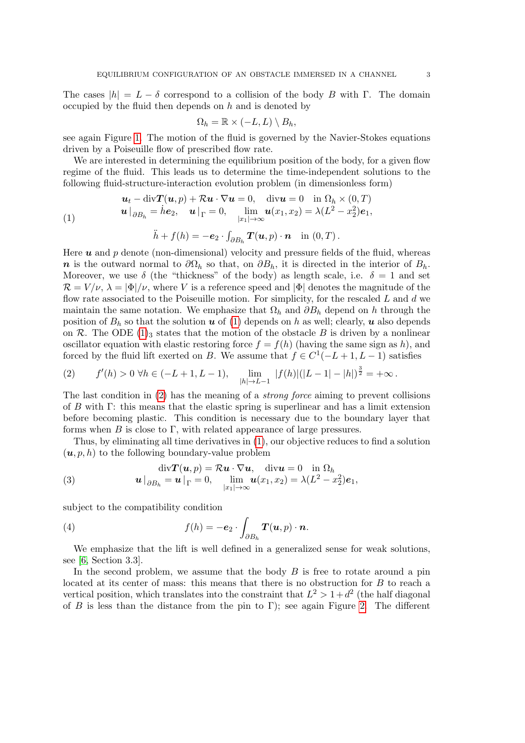The cases $|h| = L - \delta$ correspond to a collision of the body $B$ with $\Gamma$. The domain occupied by the fluid then depends on $h$ and is denoted by

$$\Omega_h = \mathbb{R} \times (-L, L) \setminus B_h,$$

see again Figure 1. The motion of the fluid is governed by the Navier-Stokes equations driven by a Poiseuille flow of prescribed flow rate.

We are interested in determining the equilibrium position of the body, for a given flow regime of the fluid. This leads us to determine the time-independent solutions to the following fluid-structure-interaction evolution problem (in dimensionless form)

$$\begin{aligned}
&\boldsymbol{u}_t - \operatorname{div}\boldsymbol{T}(\boldsymbol{u}, p) + \mathcal{R}\boldsymbol{u} \cdot \nabla\boldsymbol{u} = 0, \quad \operatorname{div}\boldsymbol{u} = 0 \quad \text{in } \Omega_h \times (0, T) \\
&\boldsymbol{u}\,|_{\partial B_h} = \dot{h}\boldsymbol{e}_2, \quad \boldsymbol{u}\,|_{\Gamma} = 0, \quad \lim_{|x_1|\to\infty} \boldsymbol{u}(x_1, x_2) = \lambda(L^2 - x_2^2)\boldsymbol{e}_1, \\
&\ddot{h} + f(h) = -\boldsymbol{e}_2 \cdot \int_{\partial B_h} \boldsymbol{T}(\boldsymbol{u}, p) \cdot \boldsymbol{n} \quad \text{in } (0, T)\,.
\end{aligned} \tag{1}$$

Here $\boldsymbol{u}$ and $p$ denote (non-dimensional) velocity and pressure fields of the fluid, whereas $\boldsymbol{n}$ is the outward normal to $\partial\Omega_h$ so that, on $\partial B_h$, it is directed in the interior of $B_h$. Moreover, we use $\delta$ (the "thickness" of the body) as length scale, i.e. $\delta = 1$ and set $\mathcal{R} = V/\nu$, $\lambda = |\Phi|/\nu$, where $V$ is a reference speed and $|\Phi|$ denotes the magnitude of the flow rate associated to the Poiseuille motion. For simplicity, for the rescaled $L$ and $d$ we maintain the same notation. We emphasize that $\Omega_h$ and $\partial B_h$ depend on $h$ through the position of $B_h$ so that the solution $\boldsymbol{u}$ of (1) depends on $h$ as well; clearly, $\boldsymbol{u}$ also depends on $\mathcal{R}$. The ODE $(1)_3$ states that the motion of the obstacle $B$ is driven by a nonlinear oscillator equation with elastic restoring force $f = f(h)$ (having the same sign as $h$), and forced by the fluid lift exerted on $B$. We assume that $f \in C^1(-L+1, L-1)$ satisfies

$$f'(h) > 0 \ \forall h \in (-L+1, L-1), \qquad \lim_{|h|\to L-1} |f(h)|(|L-1| - |h|)^{\frac{3}{2}} = +\infty\,. \tag{2}$$

The last condition in (2) has the meaning of a *strong force* aiming to prevent collisions of $B$ with $\Gamma$: this means that the elastic spring is superlinear and has a limit extension before becoming plastic. This condition is necessary due to the boundary layer that forms when $B$ is close to $\Gamma$, with related appearance of large pressures.

Thus, by eliminating all time derivatives in (1), our objective reduces to find a solution $(\boldsymbol{u}, p, h)$ to the following boundary-value problem

$$\begin{aligned}
&\operatorname{div}\boldsymbol{T}(\boldsymbol{u}, p) = \mathcal{R}\boldsymbol{u} \cdot \nabla\boldsymbol{u}, \quad \operatorname{div}\boldsymbol{u} = 0 \quad \text{in } \Omega_h \\
&\boldsymbol{u}\,|_{\partial B_h} = \boldsymbol{u}\,|_{\Gamma} = 0, \quad \lim_{|x_1|\to\infty} \boldsymbol{u}(x_1, x_2) = \lambda(L^2 - x_2^2)\boldsymbol{e}_1,
\end{aligned} \tag{3}$$

subject to the compatibility condition

$$f(h) = -\boldsymbol{e}_2 \cdot \int_{\partial B_h} \boldsymbol{T}(\boldsymbol{u}, p) \cdot \boldsymbol{n}. \tag{4}$$

We emphasize that the lift is well defined in a generalized sense for weak solutions, see [6, Section 3.3].

In the second problem, we assume that the body $B$ is free to rotate around a pin located at its center of mass: this means that there is no obstruction for $B$ to reach a vertical position, which translates into the constraint that $L^2 > 1 + d^2$ (the half diagonal of $B$ is less than the distance from the pin to $\Gamma$); see again Figure 2. The different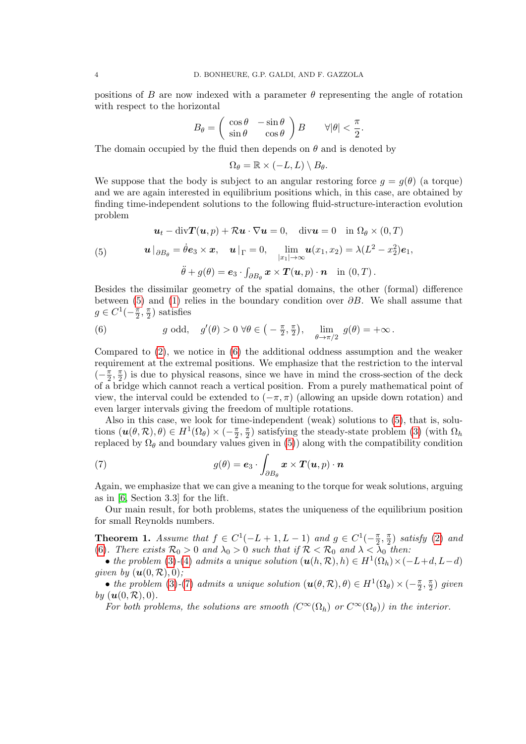positions of $B$ are now indexed with a parameter $\theta$ representing the angle of rotation with respect to the horizontal

$$B_\theta = \begin{pmatrix} \cos\theta & -\sin\theta \\ \sin\theta & \cos\theta \end{pmatrix} B \qquad \forall|\theta| < \frac{\pi}{2}.$$

The domain occupied by the fluid then depends on $\theta$ and is denoted by

$$\Omega_\theta = \mathbb{R} \times (-L, L) \setminus B_\theta.$$

We suppose that the body is subject to an angular restoring force $g = g(\theta)$ (a torque) and we are again interested in equilibrium positions which, in this case, are obtained by finding time-independent solutions to the following fluid-structure-interaction evolution problem

$$\begin{gathered} \boldsymbol{u}_t - \mathrm{div}\boldsymbol{T}(\boldsymbol{u}, p) + \mathcal{R}\boldsymbol{u} \cdot \nabla \boldsymbol{u} = 0, \quad \mathrm{div}\boldsymbol{u} = 0 \quad \text{in } \Omega_\theta \times (0, T) \\ \boldsymbol{u}\,|_{\partial B_\theta} = \dot{\theta}\boldsymbol{e}_3 \times \boldsymbol{x}, \quad \boldsymbol{u}\,|_{\Gamma} = 0, \quad \lim_{|x_1|\to\infty} \boldsymbol{u}(x_1, x_2) = \lambda(L^2 - x_2^2)\boldsymbol{e}_1, \\ \ddot{\theta} + g(\theta) = \boldsymbol{e}_3 \cdot \int_{\partial B_\theta} \boldsymbol{x} \times \boldsymbol{T}(\boldsymbol{u}, p) \cdot \boldsymbol{n} \quad \text{in } (0, T)\,. \end{gathered} \tag{5}$$

Besides the dissimilar geometry of the spatial domains, the other (formal) difference between (5) and (1) relies in the boundary condition over $\partial B$. We shall assume that $g \in C^1(-\frac{\pi}{2}, \frac{\pi}{2})$ satisfies

$$g \text{ odd}, \quad g'(\theta) > 0 \;\forall\theta \in \big(-\tfrac{\pi}{2}, \tfrac{\pi}{2}\big), \quad \lim_{\theta\to\pi/2} g(\theta) = +\infty\,. \tag{6}$$

Compared to (2), we notice in (6) the additional oddness assumption and the weaker requirement at the extremal positions. We emphasize that the restriction to the interval $(-\frac{\pi}{2}, \frac{\pi}{2})$ is due to physical reasons, since we have in mind the cross-section of the deck of a bridge which cannot reach a vertical position. From a purely mathematical point of view, the interval could be extended to $(-\pi, \pi)$ (allowing an upside down rotation) and even larger intervals giving the freedom of multiple rotations.

Also in this case, we look for time-independent (weak) solutions to (5), that is, solutions $(\boldsymbol{u}(\theta, \mathcal{R}), \theta) \in H^1(\Omega_\theta) \times (-\frac{\pi}{2}, \frac{\pi}{2})$ satisfying the steady-state problem (3) (with $\Omega_h$ replaced by $\Omega_\theta$ and boundary values given in (5)) along with the compatibility condition

$$g(\theta) = \boldsymbol{e}_3 \cdot \int_{\partial B_\theta} \boldsymbol{x} \times \boldsymbol{T}(\boldsymbol{u}, p) \cdot \boldsymbol{n} \tag{7}$$

Again, we emphasize that we can give a meaning to the torque for weak solutions, arguing as in [6, Section 3.3] for the lift.

Our main result, for both problems, states the uniqueness of the equilibrium position for small Reynolds numbers.

**Theorem 1.** *Assume that $f \in C^1(-L+1, L-1)$ and $g \in C^1(-\frac{\pi}{2}, \frac{\pi}{2})$ satisfy (2) and (6). There exists $\mathcal{R}_0 > 0$ and $\lambda_0 > 0$ such that if $\mathcal{R} < \mathcal{R}_0$ and $\lambda < \lambda_0$ then:*

- *the problem (3)-(4) admits a unique solution $(\boldsymbol{u}(h, \mathcal{R}), h) \in H^1(\Omega_h) \times (-L+d, L-d)$ given by $(\boldsymbol{u}(0, \mathcal{R}), 0)$;*
- *the problem (3)-(7) admits a unique solution $(\boldsymbol{u}(\theta, \mathcal{R}), \theta) \in H^1(\Omega_\theta) \times (-\frac{\pi}{2}, \frac{\pi}{2})$ given by $(\boldsymbol{u}(0, \mathcal{R}), 0)$.*

*For both problems, the solutions are smooth ($C^\infty(\Omega_h)$ or $C^\infty(\Omega_\theta)$) in the interior.*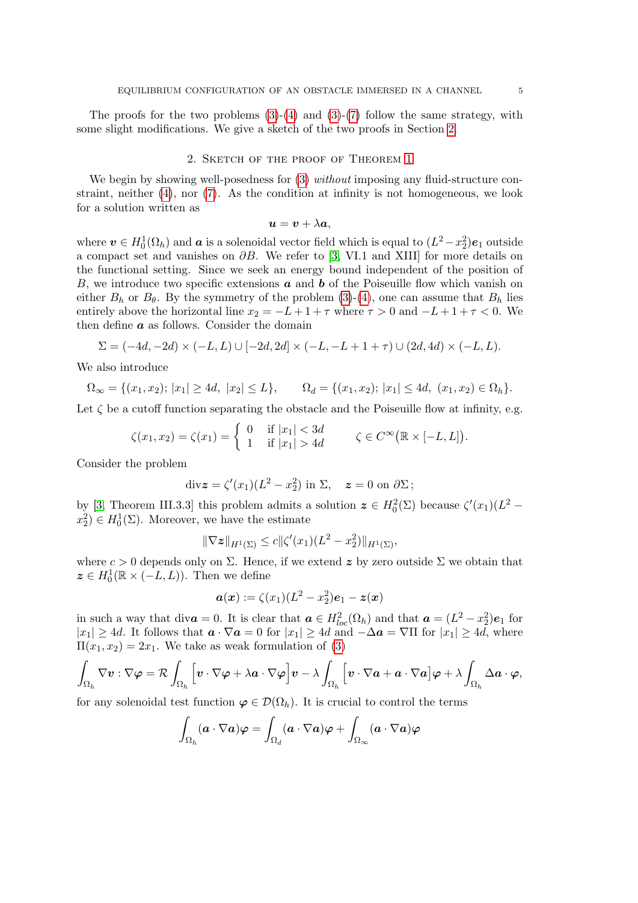The proofs for the two problems (3)-(4) and (3)-(7) follow the same strategy, with some slight modifications. We give a sketch of the two proofs in Section 2.

## 2. Sketch of the proof of Theorem 1

We begin by showing well-posedness for (3) *without* imposing any fluid-structure constraint, neither (4), nor (7). As the condition at infinity is not homogeneous, we look for a solution written as

$$\boldsymbol{u} = \boldsymbol{v} + \lambda \boldsymbol{a},$$

where $\boldsymbol{v} \in H_0^1(\Omega_h)$ and $\boldsymbol{a}$ is a solenoidal vector field which is equal to $(L^2 - x_2^2)\boldsymbol{e}_1$ outside a compact set and vanishes on $\partial B$. We refer to [3, VI.1 and XIII] for more details on the functional setting. Since we seek an energy bound independent of the position of $B$, we introduce two specific extensions $\boldsymbol{a}$ and $\boldsymbol{b}$ of the Poiseuille flow which vanish on either $B_h$ or $B_\theta$. By the symmetry of the problem (3)-(4), one can assume that $B_h$ lies entirely above the horizontal line $x_2 = -L + 1 + \tau$ where $\tau > 0$ and $-L + 1 + \tau < 0$. We then define $\boldsymbol{a}$ as follows. Consider the domain

$$\Sigma = (-4d, -2d) \times (-L, L) \cup [-2d, 2d] \times (-L, -L + 1 + \tau) \cup (2d, 4d) \times (-L, L).$$

We also introduce

$$\Omega_\infty = \{(x_1, x_2);\ |x_1| \geq 4d,\ |x_2| \leq L\}, \qquad \Omega_d = \{(x_1, x_2);\ |x_1| \leq 4d,\ (x_1, x_2) \in \Omega_h\}.$$

Let $\zeta$ be a cutoff function separating the obstacle and the Poiseuille flow at infinity, e.g.

$$\zeta(x_1, x_2) = \zeta(x_1) = \left\{ \begin{array}{ll} 0 & \text{if } |x_1| < 3d \\ 1 & \text{if } |x_1| > 4d \end{array} \right. \qquad \zeta \in C^\infty\big(\mathbb{R} \times [-L, L]\big).$$

Consider the problem

$$\mathrm{div}\boldsymbol{z} = \zeta'(x_1)(L^2 - x_2^2) \text{ in } \Sigma, \quad \boldsymbol{z} = 0 \text{ on } \partial\Sigma\,;$$

by [3, Theorem III.3.3] this problem admits a solution $\boldsymbol{z} \in H_0^2(\Sigma)$ because $\zeta'(x_1)(L^2 - x_2^2) \in H_0^1(\Sigma)$. Moreover, we have the estimate

$$\|\nabla \boldsymbol{z}\|_{H^1(\Sigma)} \leq c\|\zeta'(x_1)(L^2 - x_2^2)\|_{H^1(\Sigma)},$$

where $c > 0$ depends only on $\Sigma$. Hence, if we extend $\boldsymbol{z}$ by zero outside $\Sigma$ we obtain that $\boldsymbol{z} \in H_0^1(\mathbb{R} \times (-L, L))$. Then we define

$$\boldsymbol{a}(\boldsymbol{x}) := \zeta(x_1)(L^2 - x_2^2)\boldsymbol{e}_1 - \boldsymbol{z}(\boldsymbol{x})$$

in such a way that $\mathrm{div}\boldsymbol{a} = 0$. It is clear that $\boldsymbol{a} \in H^2_{loc}(\Omega_h)$ and that $\boldsymbol{a} = (L^2 - x_2^2)\boldsymbol{e}_1$ for $|x_1| \geq 4d$. It follows that $\boldsymbol{a} \cdot \nabla \boldsymbol{a} = 0$ for $|x_1| \geq 4d$ and $-\Delta \boldsymbol{a} = \nabla \Pi$ for $|x_1| \geq 4d$, where $\Pi(x_1, x_2) = 2x_1$. We take as weak formulation of (3)

$$\int_{\Omega_h} \nabla \boldsymbol{v} : \nabla \boldsymbol{\varphi} = \mathcal{R} \int_{\Omega_h} \Big[\boldsymbol{v} \cdot \nabla \boldsymbol{\varphi} + \lambda \boldsymbol{a} \cdot \nabla \boldsymbol{\varphi}\Big] \boldsymbol{v} - \lambda \int_{\Omega_h} \Big[\boldsymbol{v} \cdot \nabla \boldsymbol{a} + \boldsymbol{a} \cdot \nabla \boldsymbol{a}\Big] \boldsymbol{\varphi} + \lambda \int_{\Omega_h} \Delta \boldsymbol{a} \cdot \boldsymbol{\varphi},$$

for any solenoidal test function $\boldsymbol{\varphi} \in \mathcal{D}(\Omega_h)$. It is crucial to control the terms

$$\int_{\Omega_h} (\boldsymbol{a} \cdot \nabla \boldsymbol{a}) \boldsymbol{\varphi} = \int_{\Omega_d} (\boldsymbol{a} \cdot \nabla \boldsymbol{a}) \boldsymbol{\varphi} + \int_{\Omega_\infty} (\boldsymbol{a} \cdot \nabla \boldsymbol{a}) \boldsymbol{\varphi}$$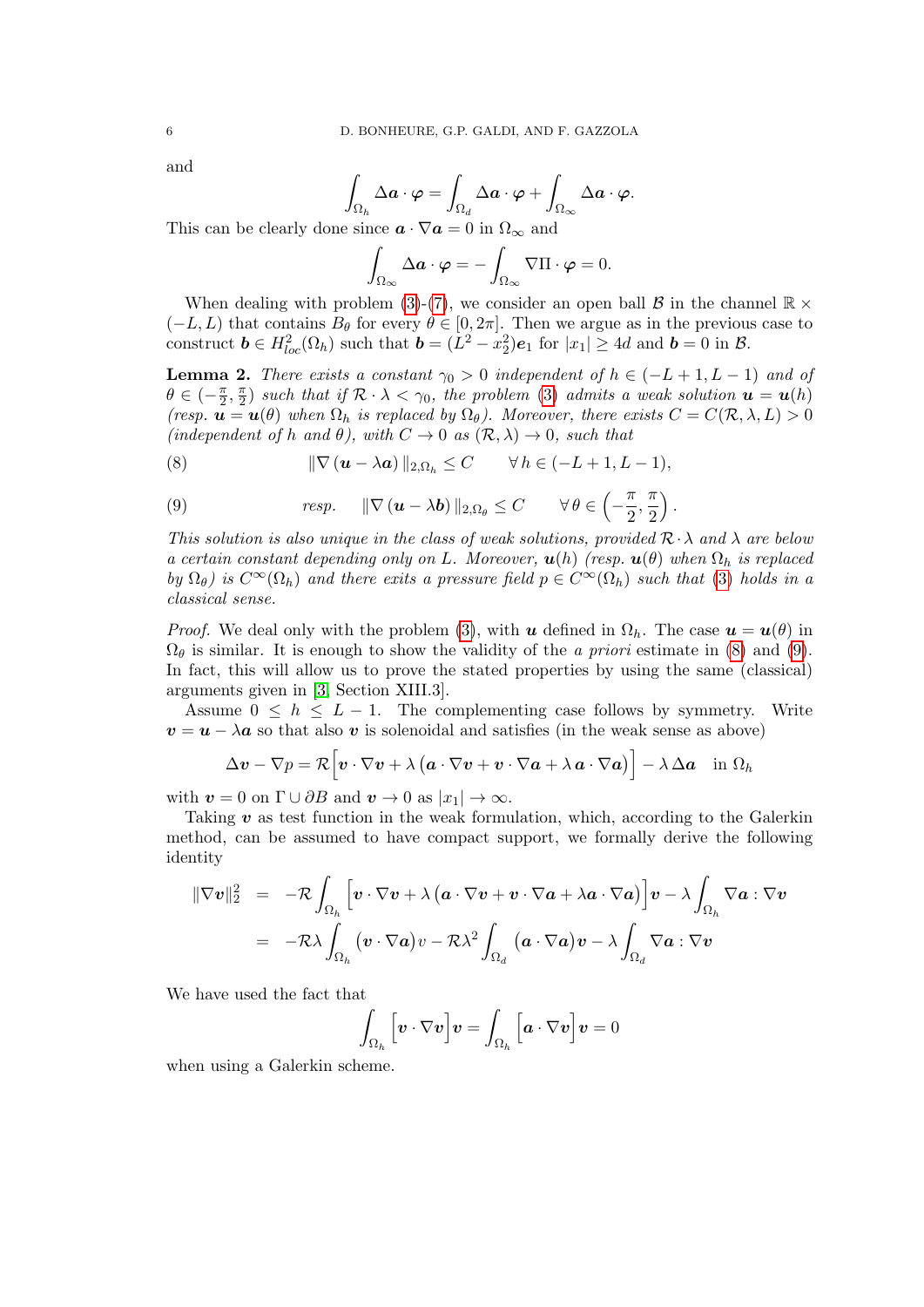and

$$\int_{\Omega_h} \Delta \boldsymbol{a} \cdot \boldsymbol{\varphi} = \int_{\Omega_d} \Delta \boldsymbol{a} \cdot \boldsymbol{\varphi} + \int_{\Omega_\infty} \Delta \boldsymbol{a} \cdot \boldsymbol{\varphi}.$$

This can be clearly done since $\boldsymbol{a} \cdot \nabla \boldsymbol{a} = 0$ in $\Omega_\infty$ and

$$\int_{\Omega_\infty} \Delta \boldsymbol{a} \cdot \boldsymbol{\varphi} = -\int_{\Omega_\infty} \nabla \Pi \cdot \boldsymbol{\varphi} = 0.$$

When dealing with problem (3)-(7), we consider an open ball $\mathcal{B}$ in the channel $\mathbb{R} \times (-L, L)$ that contains $B_\theta$ for every $\theta \in [0, 2\pi]$. Then we argue as in the previous case to construct $\boldsymbol{b} \in H^2_{loc}(\Omega_h)$ such that $\boldsymbol{b} = (L^2 - x_2^2)\boldsymbol{e}_1$ for $|x_1| \geq 4d$ and $\boldsymbol{b} = 0$ in $\mathcal{B}$.

**Lemma 2.** *There exists a constant $\gamma_0 > 0$ independent of $h \in (-L+1, L-1)$ and of $\theta \in (-\frac{\pi}{2}, \frac{\pi}{2})$ such that if $\mathcal{R} \cdot \lambda < \gamma_0$, the problem (3) admits a weak solution $\boldsymbol{u} = \boldsymbol{u}(h)$ (resp. $\boldsymbol{u} = \boldsymbol{u}(\theta)$ when $\Omega_h$ is replaced by $\Omega_\theta$). Moreover, there exists $C = C(\mathcal{R}, \lambda, L) > 0$ (independent of $h$ and $\theta$), with $C \to 0$ as $(\mathcal{R}, \lambda) \to 0$, such that*

$$\|\nabla (\boldsymbol{u} - \lambda \boldsymbol{a})\|_{2,\Omega_h} \leq C \qquad \forall\, h \in (-L+1, L-1), \tag{8}$$

$$\text{resp.} \quad \|\nabla (\boldsymbol{u} - \lambda \boldsymbol{b})\|_{2,\Omega_\theta} \leq C \qquad \forall\, \theta \in \left(-\frac{\pi}{2}, \frac{\pi}{2}\right). \tag{9}$$

*This solution is also unique in the class of weak solutions, provided $\mathcal{R} \cdot \lambda$ and $\lambda$ are below a certain constant depending only on $L$. Moreover, $\boldsymbol{u}(h)$ (resp. $\boldsymbol{u}(\theta)$ when $\Omega_h$ is replaced by $\Omega_\theta$) is $C^\infty(\Omega_h)$ and there exits a pressure field $p \in C^\infty(\Omega_h)$ such that (3) holds in a classical sense.*

*Proof.* We deal only with the problem (3), with $\boldsymbol{u}$ defined in $\Omega_h$. The case $\boldsymbol{u} = \boldsymbol{u}(\theta)$ in $\Omega_\theta$ is similar. It is enough to show the validity of the *a priori* estimate in (8) and (9). In fact, this will allow us to prove the stated properties by using the same (classical) arguments given in [3, Section XIII.3].

Assume $0 \leq h \leq L-1$. The complementing case follows by symmetry. Write $\boldsymbol{v} = \boldsymbol{u} - \lambda \boldsymbol{a}$ so that also $\boldsymbol{v}$ is solenoidal and satisfies (in the weak sense as above)

$$\Delta \boldsymbol{v} - \nabla p = \mathcal{R}\Big[\boldsymbol{v} \cdot \nabla \boldsymbol{v} + \lambda \left(\boldsymbol{a} \cdot \nabla \boldsymbol{v} + \boldsymbol{v} \cdot \nabla \boldsymbol{a} + \lambda\, \boldsymbol{a} \cdot \nabla \boldsymbol{a}\right)\Big] - \lambda\, \Delta \boldsymbol{a} \quad \text{in } \Omega_h$$

with $\boldsymbol{v} = 0$ on $\Gamma \cup \partial B$ and $\boldsymbol{v} \to 0$ as $|x_1| \to \infty$.

Taking $\boldsymbol{v}$ as test function in the weak formulation, which, according to the Galerkin method, can be assumed to have compact support, we formally derive the following identity

$$\begin{aligned}
\|\nabla \boldsymbol{v}\|_2^2 &= -\mathcal{R} \int_{\Omega_h} \Big[\boldsymbol{v} \cdot \nabla \boldsymbol{v} + \lambda \left(\boldsymbol{a} \cdot \nabla \boldsymbol{v} + \boldsymbol{v} \cdot \nabla \boldsymbol{a} + \lambda \boldsymbol{a} \cdot \nabla \boldsymbol{a}\right)\Big] \boldsymbol{v} - \lambda \int_{\Omega_h} \nabla \boldsymbol{a} : \nabla \boldsymbol{v} \\
&= -\mathcal{R}\lambda \int_{\Omega_h} \left(\boldsymbol{v} \cdot \nabla \boldsymbol{a}\right) v - \mathcal{R}\lambda^2 \int_{\Omega_d} \left(\boldsymbol{a} \cdot \nabla \boldsymbol{a}\right) \boldsymbol{v} - \lambda \int_{\Omega_d} \nabla \boldsymbol{a} : \nabla \boldsymbol{v}
\end{aligned}$$

We have used the fact that

$$\int_{\Omega_h} \Big[\boldsymbol{v} \cdot \nabla \boldsymbol{v}\Big] \boldsymbol{v} = \int_{\Omega_h} \Big[\boldsymbol{a} \cdot \nabla \boldsymbol{v}\Big] \boldsymbol{v} = 0$$

when using a Galerkin scheme.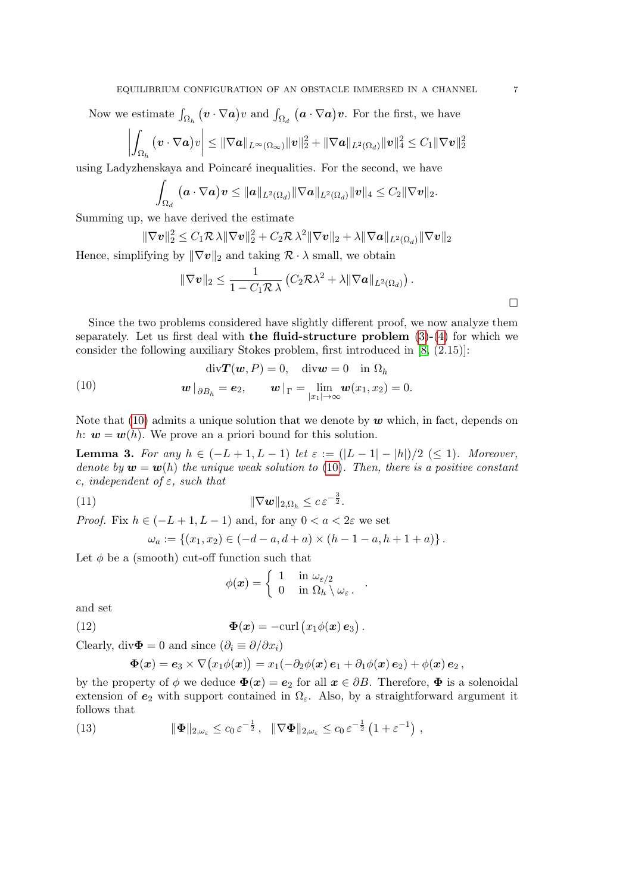Now we estimate $\int_{\Omega_h} (\boldsymbol{v}\cdot\nabla\boldsymbol{a})v$ and $\int_{\Omega_d} (\boldsymbol{a}\cdot\nabla\boldsymbol{a})\boldsymbol{v}$. For the first, we have

$$\left|\int_{\Omega_h} (\boldsymbol{v}\cdot\nabla\boldsymbol{a})v\right| \le \|\nabla\boldsymbol{a}\|_{L^\infty(\Omega_\infty)}\|\boldsymbol{v}\|_2^2 + \|\nabla\boldsymbol{a}\|_{L^2(\Omega_d)}\|\boldsymbol{v}\|_4^2 \le C_1\|\nabla\boldsymbol{v}\|_2^2$$

using Ladyzhenskaya and Poincaré inequalities. For the second, we have

$$\int_{\Omega_d} (\boldsymbol{a}\cdot\nabla\boldsymbol{a})\boldsymbol{v} \le \|\boldsymbol{a}\|_{L^2(\Omega_d)}\|\nabla\boldsymbol{a}\|_{L^2(\Omega_d)}\|\boldsymbol{v}\|_4 \le C_2\|\nabla\boldsymbol{v}\|_2.$$

Summing up, we have derived the estimate

$$\|\nabla\boldsymbol{v}\|_2^2 \le C_1\mathcal{R}\,\lambda\|\nabla\boldsymbol{v}\|_2^2 + C_2\mathcal{R}\,\lambda^2\|\nabla\boldsymbol{v}\|_2 + \lambda\|\nabla\boldsymbol{a}\|_{L^2(\Omega_d)}\|\nabla\boldsymbol{v}\|_2$$

Hence, simplifying by $\|\nabla\boldsymbol{v}\|_2$ and taking $\mathcal{R}\cdot\lambda$ small, we obtain

$$\|\nabla\boldsymbol{v}\|_2 \le \frac{1}{1-C_1\mathcal{R}\,\lambda}\left(C_2\mathcal{R}\lambda^2 + \lambda\|\nabla\boldsymbol{a}\|_{L^2(\Omega_d)}\right).$$

□

Since the two problems considered have slightly different proof, we now analyze them separately. Let us first deal with **the fluid-structure problem** (3)-(4) for which we consider the following auxiliary Stokes problem, first introduced in [8, (2.15)]:

$$\begin{aligned}
&\mathrm{div}\boldsymbol{T}(\boldsymbol{w},P) = 0, \quad \mathrm{div}\boldsymbol{w} = 0 \quad \text{in } \Omega_h \\
&\boldsymbol{w}\,|_{\partial B_h} = \boldsymbol{e}_2, \qquad \boldsymbol{w}\,|_{\Gamma} = \lim_{|x_1|\to\infty}\boldsymbol{w}(x_1,x_2) = 0.
\end{aligned} \tag{10}$$

Note that (10) admits a unique solution that we denote by $\boldsymbol{w}$ which, in fact, depends on $h$: $\boldsymbol{w} = \boldsymbol{w}(h)$. We prove an a priori bound for this solution.

**Lemma 3.** *For any $h \in (-L+1, L-1)$ let $\varepsilon := (|L-1| - |h|)/2$ $(\le 1)$. Moreover, denote by $\boldsymbol{w} = \boldsymbol{w}(h)$ the unique weak solution to (10). Then, there is a positive constant $c$, independent of $\varepsilon$, such that*

$$\|\nabla\boldsymbol{w}\|_{2,\Omega_h} \le c\,\varepsilon^{-\frac{3}{2}}. \tag{11}$$

*Proof.* Fix $h \in (-L+1, L-1)$ and, for any $0 < a < 2\varepsilon$ we set

$$\omega_a := \{(x_1,x_2) \in (-d-a, d+a)\times(h-1-a, h+1+a)\}.$$

Let $\phi$ be a (smooth) cut-off function such that

$$\phi(\boldsymbol{x}) = \begin{cases} 1 & \text{in } \omega_{\varepsilon/2} \\ 0 & \text{in } \Omega_h\setminus\omega_\varepsilon\,. \end{cases}.$$

and set

$$\boldsymbol{\Phi}(\boldsymbol{x}) = -\mathrm{curl}\big(x_1\phi(\boldsymbol{x})\,\boldsymbol{e}_3\big)\,. \tag{12}$$

Clearly, $\mathrm{div}\boldsymbol{\Phi} = 0$ and since $(\partial_i \equiv \partial/\partial x_i)$

$$\boldsymbol{\Phi}(\boldsymbol{x}) = \boldsymbol{e}_3\times\nabla\big(x_1\phi(\boldsymbol{x})\big) = x_1(-\partial_2\phi(\boldsymbol{x})\,\boldsymbol{e}_1 + \partial_1\phi(\boldsymbol{x})\,\boldsymbol{e}_2) + \phi(\boldsymbol{x})\,\boldsymbol{e}_2\,,$$

by the property of $\phi$ we deduce $\boldsymbol{\Phi}(\boldsymbol{x}) = \boldsymbol{e}_2$ for all $\boldsymbol{x} \in \partial B$. Therefore, $\boldsymbol{\Phi}$ is a solenoidal extension of $\boldsymbol{e}_2$ with support contained in $\Omega_\varepsilon$. Also, by a straightforward argument it follows that

$$\|\boldsymbol{\Phi}\|_{2,\omega_\varepsilon} \le c_0\,\varepsilon^{-\frac{1}{2}}\,, \quad \|\nabla\boldsymbol{\Phi}\|_{2,\omega_\varepsilon} \le c_0\,\varepsilon^{-\frac{1}{2}}\left(1+\varepsilon^{-1}\right)\,, \tag{13}$$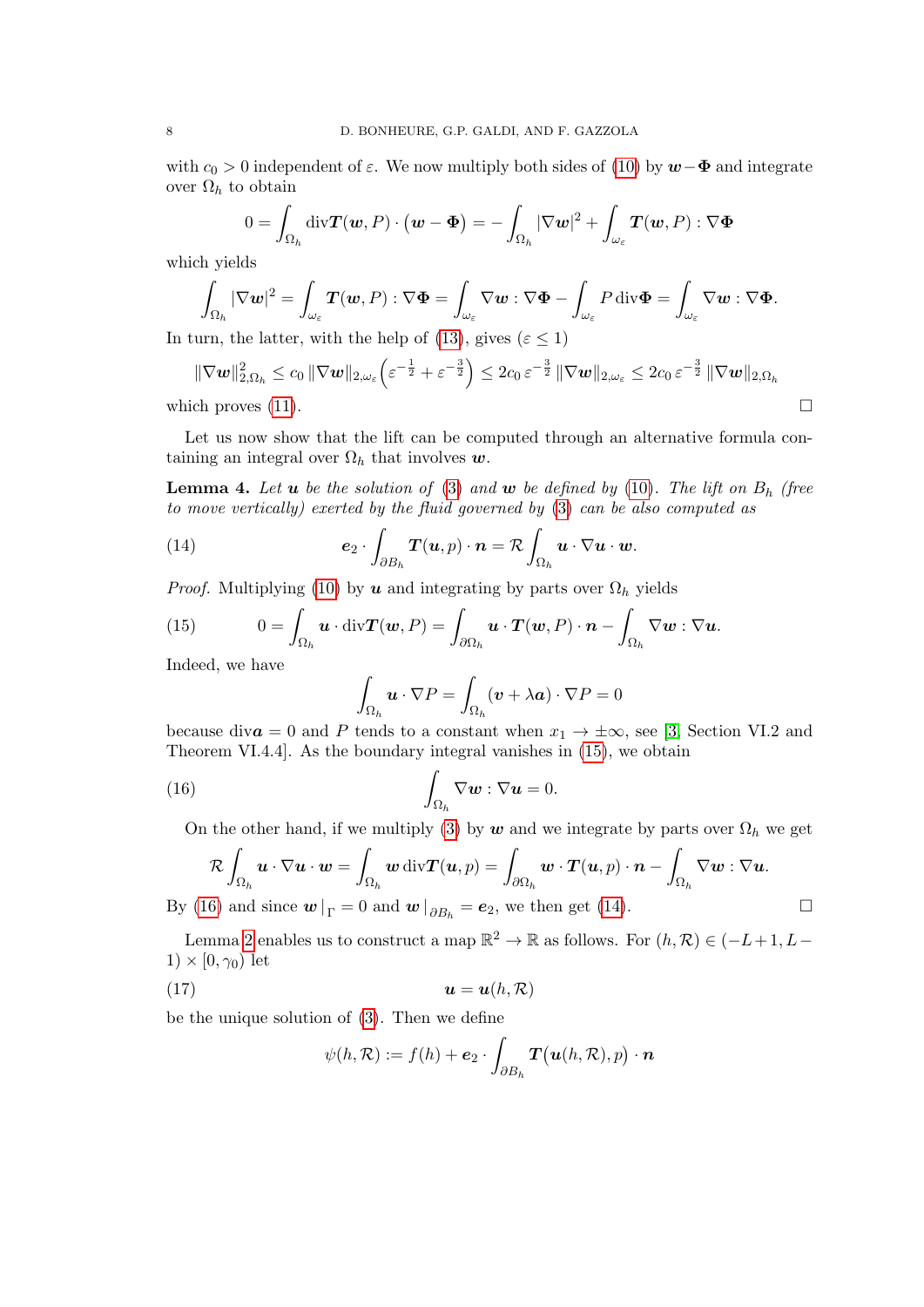with $c_0 > 0$ independent of $\varepsilon$. We now multiply both sides of (10) by $\boldsymbol{w}-\boldsymbol{\Phi}$ and integrate over $\Omega_h$ to obtain

$$0 = \int_{\Omega_h} \operatorname{div}\boldsymbol{T}(\boldsymbol{w},P)\cdot(\boldsymbol{w}-\boldsymbol{\Phi}) = -\int_{\Omega_h} |\nabla \boldsymbol{w}|^2 + \int_{\omega_\varepsilon} \boldsymbol{T}(\boldsymbol{w},P):\nabla\boldsymbol{\Phi}$$

which yields

$$\int_{\Omega_h} |\nabla \boldsymbol{w}|^2 = \int_{\omega_\varepsilon} \boldsymbol{T}(\boldsymbol{w},P):\nabla\boldsymbol{\Phi} = \int_{\omega_\varepsilon} \nabla\boldsymbol{w}:\nabla\boldsymbol{\Phi} - \int_{\omega_\varepsilon} P\operatorname{div}\boldsymbol{\Phi} = \int_{\omega_\varepsilon} \nabla\boldsymbol{w}:\nabla\boldsymbol{\Phi}.$$

In turn, the latter, with the help of (13), gives ($\varepsilon \le 1$)

$$\|\nabla\boldsymbol{w}\|^2_{2,\Omega_h} \le c_0\,\|\nabla\boldsymbol{w}\|_{2,\omega_\varepsilon}\Big(\varepsilon^{-\frac{1}{2}}+\varepsilon^{-\frac{3}{2}}\Big) \le 2c_0\,\varepsilon^{-\frac{3}{2}}\,\|\nabla\boldsymbol{w}\|_{2,\omega_\varepsilon} \le 2c_0\,\varepsilon^{-\frac{3}{2}}\,\|\nabla\boldsymbol{w}\|_{2,\Omega_h}$$

which proves (11). $\square$

Let us now show that the lift can be computed through an alternative formula containing an integral over $\Omega_h$ that involves $\boldsymbol{w}$.

**Lemma 4.** *Let $\boldsymbol{u}$ be the solution of (3) and $\boldsymbol{w}$ be defined by (10). The lift on $B_h$ (free to move vertically) exerted by the fluid governed by (3) can be also computed as*

$$\boldsymbol{e}_2\cdot\int_{\partial B_h}\boldsymbol{T}(\boldsymbol{u},p)\cdot\boldsymbol{n} = \mathcal{R}\int_{\Omega_h}\boldsymbol{u}\cdot\nabla\boldsymbol{u}\cdot\boldsymbol{w}. \tag{14}$$

*Proof.* Multiplying (10) by $\boldsymbol{u}$ and integrating by parts over $\Omega_h$ yields

$$0 = \int_{\Omega_h}\boldsymbol{u}\cdot\operatorname{div}\boldsymbol{T}(\boldsymbol{w},P) = \int_{\partial\Omega_h}\boldsymbol{u}\cdot\boldsymbol{T}(\boldsymbol{w},P)\cdot\boldsymbol{n} - \int_{\Omega_h}\nabla\boldsymbol{w}:\nabla\boldsymbol{u}. \tag{15}$$

Indeed, we have

$$\int_{\Omega_h}\boldsymbol{u}\cdot\nabla P = \int_{\Omega_h}(\boldsymbol{v}+\lambda\boldsymbol{a})\cdot\nabla P = 0$$

because $\operatorname{div}\boldsymbol{a}=0$ and $P$ tends to a constant when $x_1\to\pm\infty$, see [3, Section VI.2 and Theorem VI.4.4]. As the boundary integral vanishes in (15), we obtain

$$\int_{\Omega_h}\nabla\boldsymbol{w}:\nabla\boldsymbol{u} = 0. \tag{16}$$

On the other hand, if we multiply (3) by $\boldsymbol{w}$ and we integrate by parts over $\Omega_h$ we get

$$\mathcal{R}\int_{\Omega_h}\boldsymbol{u}\cdot\nabla\boldsymbol{u}\cdot\boldsymbol{w} = \int_{\Omega_h}\boldsymbol{w}\operatorname{div}\boldsymbol{T}(\boldsymbol{u},p) = \int_{\partial\Omega_h}\boldsymbol{w}\cdot\boldsymbol{T}(\boldsymbol{u},p)\cdot\boldsymbol{n} - \int_{\Omega_h}\nabla\boldsymbol{w}:\nabla\boldsymbol{u}.$$

By (16) and since $\boldsymbol{w}\,|_{\Gamma}=0$ and $\boldsymbol{w}\,|_{\partial B_h}=\boldsymbol{e}_2$, we then get (14). $\square$

Lemma 2 enables us to construct a map $\mathbb{R}^2\to\mathbb{R}$ as follows. For $(h,\mathcal{R})\in(-L+1,L-1)\times[0,\gamma_0)$ let

$$\boldsymbol{u}=\boldsymbol{u}(h,\mathcal{R}) \tag{17}$$

be the unique solution of (3). Then we define

$$\psi(h,\mathcal{R}) := f(h) + \boldsymbol{e}_2\cdot\int_{\partial B_h}\boldsymbol{T}\big(\boldsymbol{u}(h,\mathcal{R}),p\big)\cdot\boldsymbol{n}$$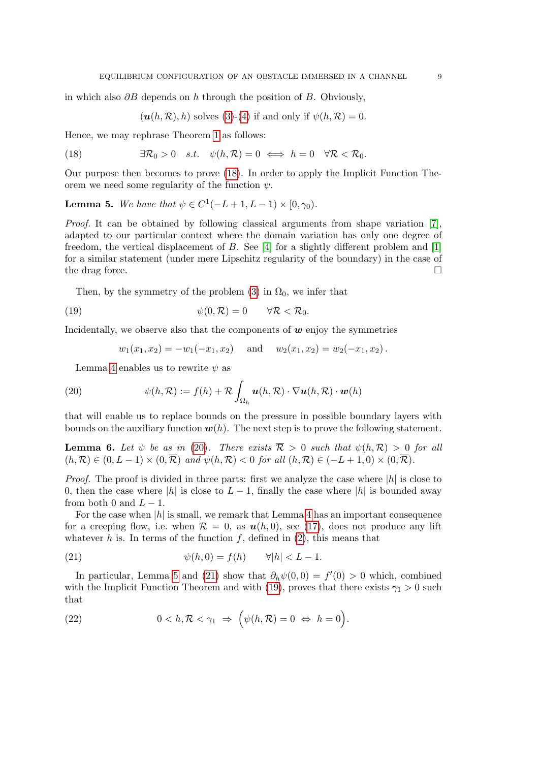in which also $\partial B$ depends on $h$ through the position of $B$. Obviously,

$$(\boldsymbol{u}(h,\mathcal{R}),h) \text{ solves (3)-(4) if and only if } \psi(h,\mathcal{R})=0.$$

Hence, we may rephrase Theorem 1 as follows:

$$\exists \mathcal{R}_0>0 \quad s.t. \quad \psi(h,\mathcal{R})=0 \iff h=0 \quad \forall \mathcal{R}<\mathcal{R}_0. \tag{18}$$

Our purpose then becomes to prove (18). In order to apply the Implicit Function Theorem we need some regularity of the function $\psi$.

**Lemma 5.** *We have that* $\psi \in C^1(-L+1,L-1)\times[0,\gamma_0)$.

*Proof.* It can be obtained by following classical arguments from shape variation [7], adapted to our particular context where the domain variation has only one degree of freedom, the vertical displacement of $B$. See [4] for a slightly different problem and [1] for a similar statement (under mere Lipschitz regularity of the boundary) in the case of the drag force. □

Then, by the symmetry of the problem (3) in $\Omega_0$, we infer that

$$\psi(0,\mathcal{R})=0 \qquad \forall \mathcal{R}<\mathcal{R}_0. \tag{19}$$

Incidentally, we observe also that the components of $\boldsymbol{w}$ enjoy the symmetries

$$w_1(x_1,x_2)=-w_1(-x_1,x_2) \quad \text{ and } \quad w_2(x_1,x_2)=w_2(-x_1,x_2)\,.$$

Lemma 4 enables us to rewrite $\psi$ as

$$\psi(h,\mathcal{R}):=f(h)+\mathcal{R}\int_{\Omega_h}\boldsymbol{u}(h,\mathcal{R})\cdot\nabla\boldsymbol{u}(h,\mathcal{R})\cdot\boldsymbol{w}(h) \tag{20}$$

that will enable us to replace bounds on the pressure in possible boundary layers with bounds on the auxiliary function $\boldsymbol{w}(h)$. The next step is to prove the following statement.

**Lemma 6.** *Let $\psi$ be as in (20). There exists $\overline{\mathcal{R}}>0$ such that $\psi(h,\mathcal{R})>0$ for all $(h,\mathcal{R})\in(0,L-1)\times(0,\overline{\mathcal{R}})$ and $\psi(h,\mathcal{R})<0$ for all $(h,\mathcal{R})\in(-L+1,0)\times(0,\overline{\mathcal{R}})$.*

*Proof.* The proof is divided in three parts: first we analyze the case where $|h|$ is close to 0, then the case where $|h|$ is close to $L-1$, finally the case where $|h|$ is bounded away from both 0 and $L-1$.

For the case when $|h|$ is small, we remark that Lemma 4 has an important consequence for a creeping flow, i.e. when $\mathcal{R}=0$, as $\boldsymbol{u}(h,0)$, see (17), does not produce any lift whatever $h$ is. In terms of the function $f$, defined in (2), this means that

$$\psi(h,0)=f(h) \qquad \forall |h|<L-1. \tag{21}$$

In particular, Lemma 5 and (21) show that $\partial_h\psi(0,0)=f'(0)>0$ which, combined with the Implicit Function Theorem and with (19), proves that there exists $\gamma_1>0$ such that

$$0<h,\mathcal{R}<\gamma_1 \;\Rightarrow\; \Big(\psi(h,\mathcal{R})=0 \;\Leftrightarrow\; h=0\Big). \tag{22}$$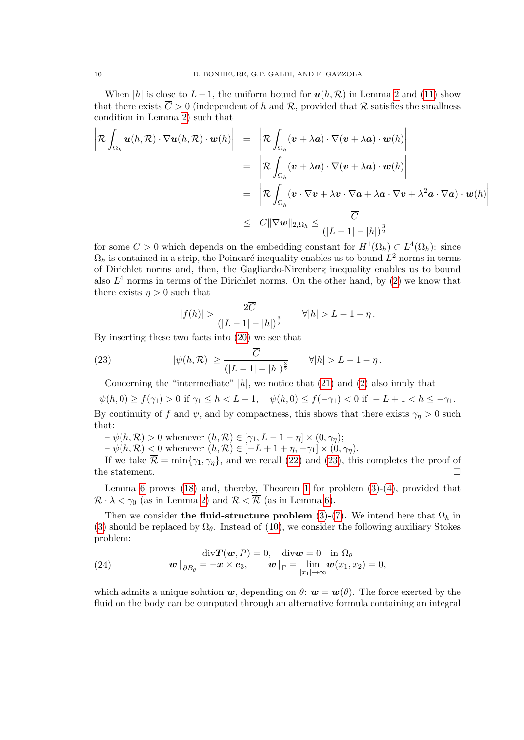When $|h|$ is close to $L-1$, the uniform bound for $\boldsymbol{u}(h,\mathcal{R})$ in Lemma 2 and (11) show that there exists $\overline{C}>0$ (independent of $h$ and $\mathcal{R}$, provided that $\mathcal{R}$ satisfies the smallness condition in Lemma 2) such that

$$
\begin{aligned}
\left|\mathcal{R}\int_{\Omega_h}\boldsymbol{u}(h,\mathcal{R})\cdot\nabla\boldsymbol{u}(h,\mathcal{R})\cdot\boldsymbol{w}(h)\right| &= \left|\mathcal{R}\int_{\Omega_h}(\boldsymbol{v}+\lambda\boldsymbol{a})\cdot\nabla(\boldsymbol{v}+\lambda\boldsymbol{a})\cdot\boldsymbol{w}(h)\right| \\
&= \left|\mathcal{R}\int_{\Omega_h}(\boldsymbol{v}+\lambda\boldsymbol{a})\cdot\nabla(\boldsymbol{v}+\lambda\boldsymbol{a})\cdot\boldsymbol{w}(h)\right| \\
&= \left|\mathcal{R}\int_{\Omega_h}(\boldsymbol{v}\cdot\nabla\boldsymbol{v}+\lambda\boldsymbol{v}\cdot\nabla\boldsymbol{a}+\lambda\boldsymbol{a}\cdot\nabla\boldsymbol{v}+\lambda^2\boldsymbol{a}\cdot\nabla\boldsymbol{a})\cdot\boldsymbol{w}(h)\right| \\
&\leq C\|\nabla\boldsymbol{w}\|_{2,\Omega_h}\leq\frac{\overline{C}}{(|L-1|-|h|)^{\frac{3}{2}}}
\end{aligned}
$$

for some $C>0$ which depends on the embedding constant for $H^1(\Omega_h)\subset L^4(\Omega_h)$: since $\Omega_h$ is contained in a strip, the Poincaré inequality enables us to bound $L^2$ norms in terms of Dirichlet norms and, then, the Gagliardo-Nirenberg inequality enables us to bound also $L^4$ norms in terms of the Dirichlet norms. On the other hand, by (2) we know that there exists $\eta>0$ such that

$$
|f(h)|>\frac{2\overline{C}}{(|L-1|-|h|)^{\frac{3}{2}}}\qquad\forall|h|>L-1-\eta\,.
$$

By inserting these two facts into (20) we see that

$$
|\psi(h,\mathcal{R})|\geq\frac{\overline{C}}{(|L-1|-|h|)^{\frac{3}{2}}}\qquad\forall|h|>L-1-\eta\,. \tag{23}
$$

Concerning the "intermediate" $|h|$, we notice that (21) and (2) also imply that

$$
\psi(h,0)\geq f(\gamma_1)>0 \text{ if } \gamma_1\leq h<L-1,\quad \psi(h,0)\leq f(-\gamma_1)<0 \text{ if } -L+1<h\leq-\gamma_1.
$$

By continuity of $f$ and $\psi$, and by compactness, this shows that there exists $\gamma_\eta>0$ such that:

– $\psi(h,\mathcal{R})>0$ whenever $(h,\mathcal{R})\in[\gamma_1,L-1-\eta]\times(0,\gamma_\eta)$;
– $\psi(h,\mathcal{R})<0$ whenever $(h,\mathcal{R})\in[-L+1+\eta,-\gamma_1]\times(0,\gamma_\eta)$.

If we take $\overline{\mathcal{R}}=\min\{\gamma_1,\gamma_\eta\}$, and we recall (22) and (23), this completes the proof of the statement. $\square$

Lemma 6 proves (18) and, thereby, Theorem 1 for problem (3)-(4), provided that $\mathcal{R}\cdot\lambda<\gamma_0$ (as in Lemma 2) and $\mathcal{R}<\overline{\mathcal{R}}$ (as in Lemma 6).

Then we consider **the fluid-structure problem (3)-(7).** We intend here that $\Omega_h$ in (3) should be replaced by $\Omega_\theta$. Instead of (10), we consider the following auxiliary Stokes problem:

$$
\begin{gathered}
\operatorname{div}\boldsymbol{T}(\boldsymbol{w},P)=0,\quad \operatorname{div}\boldsymbol{w}=0\quad\text{in }\Omega_\theta\\
\boldsymbol{w}\,|_{\partial B_\theta}=-\boldsymbol{x}\times\boldsymbol{e}_3,\qquad \boldsymbol{w}\,|_{\Gamma}=\lim_{|x_1|\to\infty}\boldsymbol{w}(x_1,x_2)=0,
\end{gathered} \tag{24}
$$

which admits a unique solution $\boldsymbol{w}$, depending on $\theta$: $\boldsymbol{w}=\boldsymbol{w}(\theta)$. The force exerted by the fluid on the body can be computed through an alternative formula containing an integral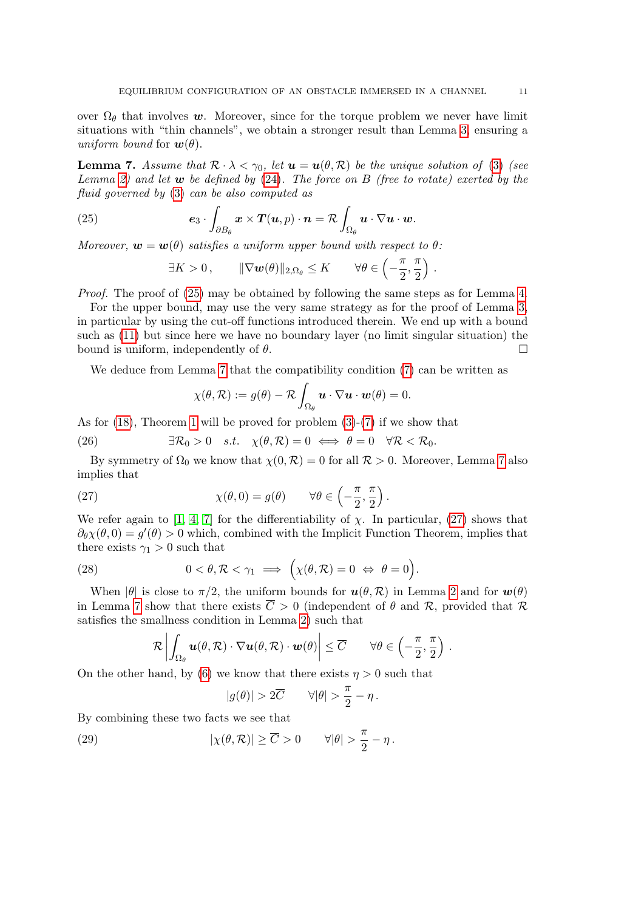over $\Omega_\theta$ that involves $\boldsymbol{w}$. Moreover, since for the torque problem we never have limit situations with "thin channels", we obtain a stronger result than Lemma 3, ensuring a *uniform bound* for $\boldsymbol{w}(\theta)$.

**Lemma 7.** *Assume that $\mathcal{R}\cdot\lambda<\gamma_0$, let $\boldsymbol{u}=\boldsymbol{u}(\theta,\mathcal{R})$ be the unique solution of (3) (see Lemma 2) and let $\boldsymbol{w}$ be defined by (24). The force on $B$ (free to rotate) exerted by the fluid governed by (3) can be also computed as*

$$
\boldsymbol{e}_3\cdot\int_{\partial B_\theta}\boldsymbol{x}\times\boldsymbol{T}(\boldsymbol{u},p)\cdot\boldsymbol{n}=\mathcal{R}\int_{\Omega_\theta}\boldsymbol{u}\cdot\nabla\boldsymbol{u}\cdot\boldsymbol{w}. \tag{25}
$$

*Moreover, $\boldsymbol{w}=\boldsymbol{w}(\theta)$ satisfies a uniform upper bound with respect to $\theta$:*

$$
\exists K>0\,,\qquad \|\nabla\boldsymbol{w}(\theta)\|_{2,\Omega_\theta}\le K\qquad \forall\theta\in\left(-\frac{\pi}{2},\frac{\pi}{2}\right).
$$

*Proof.* The proof of (25) may be obtained by following the same steps as for Lemma 4.

For the upper bound, may use the very same strategy as for the proof of Lemma 3, in particular by using the cut-off functions introduced therein. We end up with a bound such as (11) but since here we have no boundary layer (no limit singular situation) the bound is uniform, independently of $\theta$. $\square$

We deduce from Lemma 7 that the compatibility condition (7) can be written as

$$
\chi(\theta,\mathcal{R}):=g(\theta)-\mathcal{R}\int_{\Omega_\theta}\boldsymbol{u}\cdot\nabla\boldsymbol{u}\cdot\boldsymbol{w}(\theta)=0.
$$

As for (18), Theorem 1 will be proved for problem (3)-(7) if we show that

$$
\exists\mathcal{R}_0>0\quad s.t.\quad \chi(\theta,\mathcal{R})=0\iff\theta=0\quad\forall\mathcal{R}<\mathcal{R}_0. \tag{26}
$$

By symmetry of $\Omega_0$ we know that $\chi(0,\mathcal{R})=0$ for all $\mathcal{R}>0$. Moreover, Lemma 7 also implies that

$$
\chi(\theta,0)=g(\theta)\qquad\forall\theta\in\left(-\frac{\pi}{2},\frac{\pi}{2}\right). \tag{27}
$$

We refer again to [1, 4, 7] for the differentiability of $\chi$. In particular, (27) shows that $\partial_\theta\chi(\theta,0)=g'(\theta)>0$ which, combined with the Implicit Function Theorem, implies that there exists $\gamma_1>0$ such that

$$
0<\theta,\mathcal{R}<\gamma_1\implies\Big(\chi(\theta,\mathcal{R})=0\ \Leftrightarrow\ \theta=0\Big). \tag{28}
$$

When $|\theta|$ is close to $\pi/2$, the uniform bounds for $\boldsymbol{u}(\theta,\mathcal{R})$ in Lemma 2 and for $\boldsymbol{w}(\theta)$ in Lemma 7 show that there exists $\overline{C}>0$ (independent of $\theta$ and $\mathcal{R}$, provided that $\mathcal{R}$ satisfies the smallness condition in Lemma 2) such that

$$
\mathcal{R}\left|\int_{\Omega_\theta}\boldsymbol{u}(\theta,\mathcal{R})\cdot\nabla\boldsymbol{u}(\theta,\mathcal{R})\cdot\boldsymbol{w}(\theta)\right|\le\overline{C}\qquad\forall\theta\in\left(-\frac{\pi}{2},\frac{\pi}{2}\right).
$$

On the other hand, by (6) we know that there exists $\eta>0$ such that

$$
|g(\theta)|>2\overline{C}\qquad\forall|\theta|>\frac{\pi}{2}-\eta\,.
$$

By combining these two facts we see that

$$
|\chi(\theta,\mathcal{R})|\ge\overline{C}>0\qquad\forall|\theta|>\frac{\pi}{2}-\eta\,. \tag{29}
$$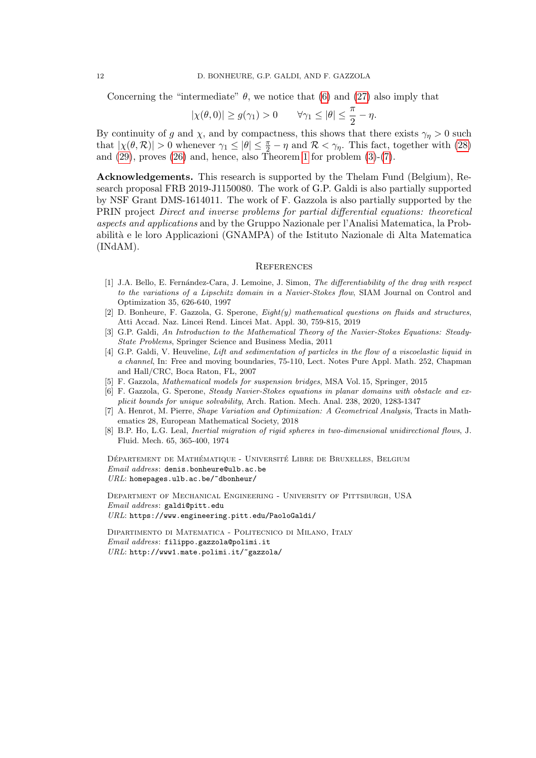Concerning the "intermediate" $\theta$, we notice that (6) and (27) also imply that

$$|\chi(\theta, 0)| \geq g(\gamma_1) > 0 \qquad \forall \gamma_1 \leq |\theta| \leq \frac{\pi}{2} - \eta.$$

By continuity of $g$ and $\chi$, and by compactness, this shows that there exists $\gamma_\eta > 0$ such that $|\chi(\theta, \mathcal{R})| > 0$ whenever $\gamma_1 \leq |\theta| \leq \frac{\pi}{2} - \eta$ and $\mathcal{R} < \gamma_\eta$. This fact, together with (28) and (29), proves (26) and, hence, also Theorem 1 for problem (3)-(7).

**Acknowledgements.** This research is supported by the Thelam Fund (Belgium), Research proposal FRB 2019-J1150080. The work of G.P. Galdi is also partially supported by NSF Grant DMS-1614011. The work of F. Gazzola is also partially supported by the PRIN project *Direct and inverse problems for partial differential equations: theoretical aspects and applications* and by the Gruppo Nazionale per l'Analisi Matematica, la Probabilità e le loro Applicazioni (GNAMPA) of the Istituto Nazionale di Alta Matematica (INdAM).

## References

[1] J.A. Bello, E. Fernández-Cara, J. Lemoine, J. Simon, *The differentiability of the drag with respect to the variations of a Lipschitz domain in a Navier-Stokes flow*, SIAM Journal on Control and Optimization 35, 626-640, 1997

[2] D. Bonheure, F. Gazzola, G. Sperone, *Eight(y) mathematical questions on fluids and structures*, Atti Accad. Naz. Lincei Rend. Lincei Mat. Appl. 30, 759-815, 2019

[3] G.P. Galdi, *An Introduction to the Mathematical Theory of the Navier-Stokes Equations: Steady-State Problems*, Springer Science and Business Media, 2011

[4] G.P. Galdi, V. Heuveline, *Lift and sedimentation of particles in the flow of a viscoelastic liquid in a channel*, In: Free and moving boundaries, 75-110, Lect. Notes Pure Appl. Math. 252, Chapman and Hall/CRC, Boca Raton, FL, 2007

[5] F. Gazzola, *Mathematical models for suspension bridges*, MSA Vol. 15, Springer, 2015

[6] F. Gazzola, G. Sperone, *Steady Navier-Stokes equations in planar domains with obstacle and explicit bounds for unique solvability*, Arch. Ration. Mech. Anal. 238, 2020, 1283-1347

[7] A. Henrot, M. Pierre, *Shape Variation and Optimization: A Geometrical Analysis*, Tracts in Mathematics 28, European Mathematical Society, 2018

[8] B.P. Ho, L.G. Leal, *Inertial migration of rigid spheres in two-dimensional unidirectional flows*, J. Fluid. Mech. 65, 365-400, 1974

Département de Mathématique - Université Libre de Bruxelles, Belgium
*Email address*: denis.bonheure@ulb.ac.be
*URL*: homepages.ulb.ac.be/~dbonheur/

Department of Mechanical Engineering - University of Pittsburgh, USA
*Email address*: galdi@pitt.edu
*URL*: https://www.engineering.pitt.edu/PaoloGaldi/

Dipartimento di Matematica - Politecnico di Milano, Italy
*Email address*: filippo.gazzola@polimi.it
*URL*: http://www1.mate.polimi.it/~gazzola/